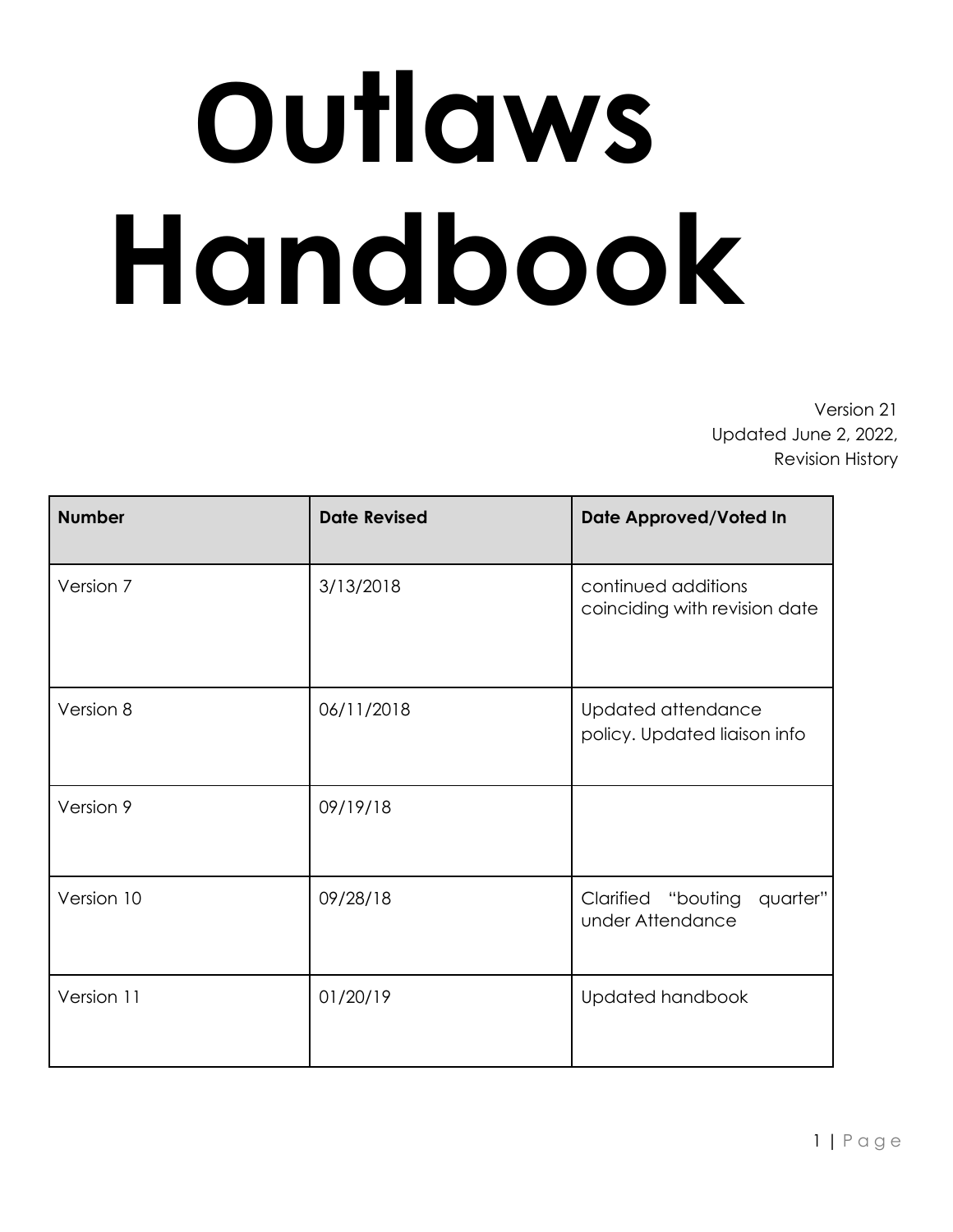# Outlaws Handbook

Version 21
Updated June 2, 2022,
Revision History

| Number | Date Revised | Date Approved/Voted In |
| --- | --- | --- |
| Version 7 | 3/13/2018 | continued additions coinciding with revision date |
| Version 8 | 06/11/2018 | Updated attendance policy. Updated liaison info |
| Version 9 | 09/19/18 | |
| Version 10 | 09/28/18 | Clarified "bouting quarter" under Attendance |
| Version 11 | 01/20/19 | Updated handbook |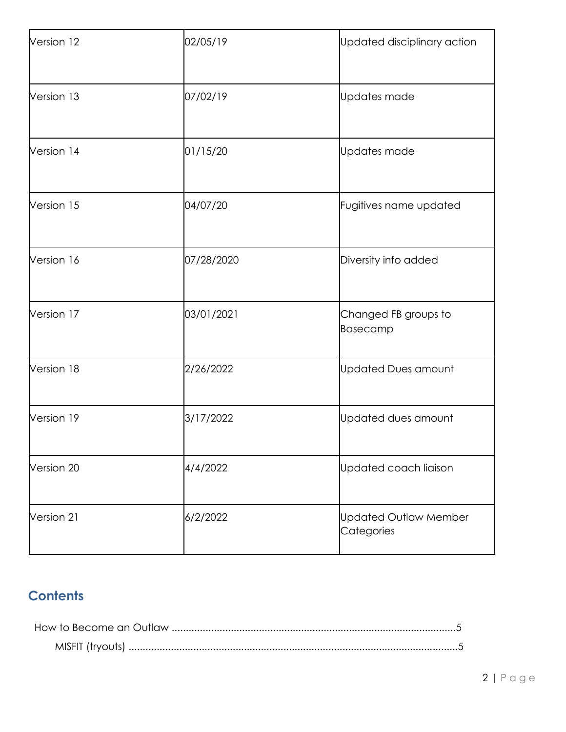| Version 12 | 02/05/19 | Updated disciplinary action |
|---|---|---|
| Version 13 | 07/02/19 | Updates made |
| Version 14 | 01/15/20 | Updates made |
| Version 15 | 04/07/20 | Fugitives name updated |
| Version 16 | 07/28/2020 | Diversity info added |
| Version 17 | 03/01/2021 | Changed FB groups to Basecamp |
| Version 18 | 2/26/2022 | Updated Dues amount |
| Version 19 | 3/17/2022 | Updated dues amount |
| Version 20 | 4/4/2022 | Updated coach liaison |
| Version 21 | 6/2/2022 | Updated Outlaw Member Categories |

## Contents

How to Become an Outlaw ....................................................................................................5

- MISFIT (tryouts) ....................................................................................................................5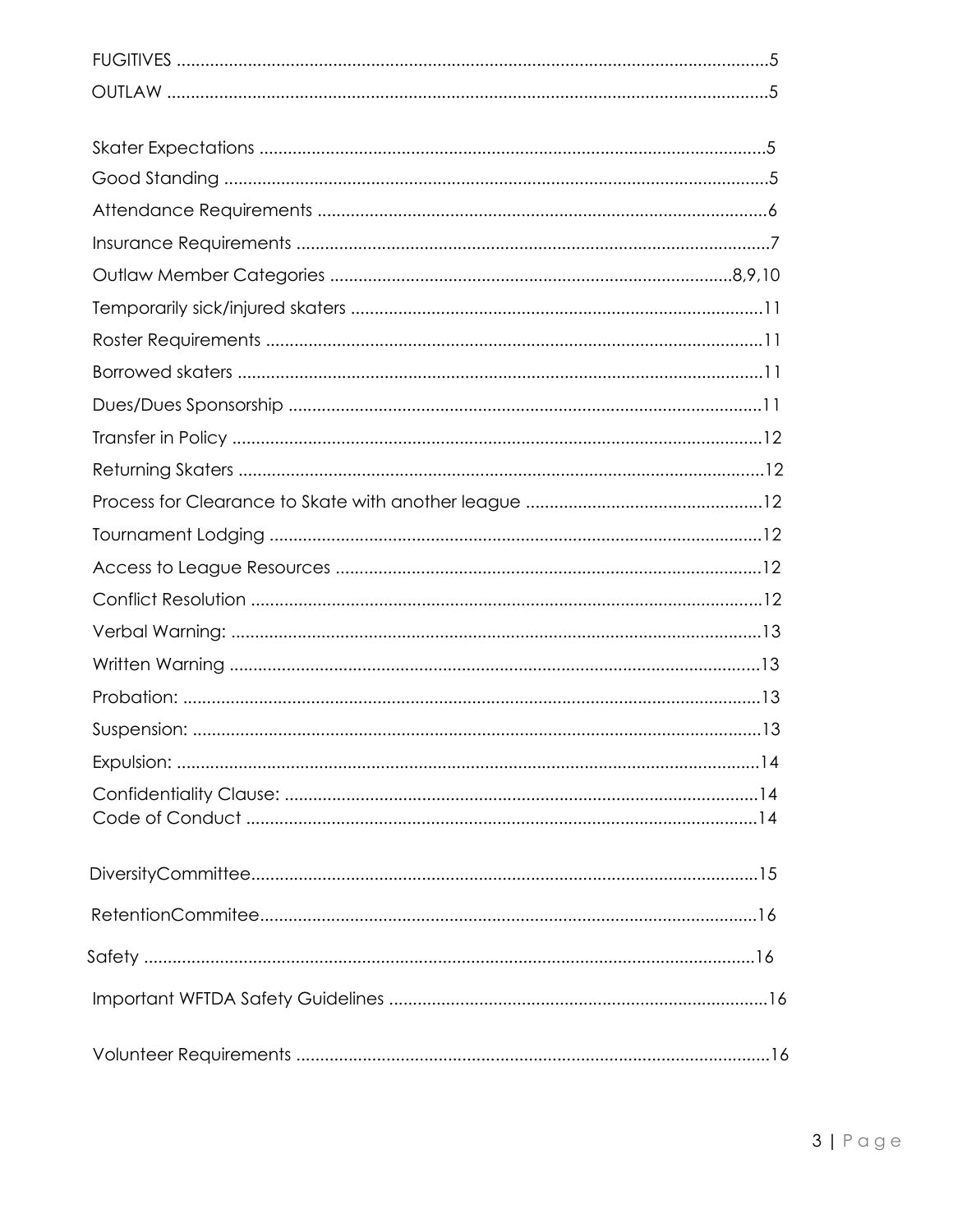FUGITIVES ............................................................................................................5

OUTLAW ..............................................................................................................5

Skater Expectations ..........................................................................................5

Good Standing ...................................................................................................5

Attendance Requirements ..............................................................................6

Insurance Requirements ...................................................................................7

Outlaw Member Categories ...................................................................8,9,10

Temporarily sick/injured skaters ......................................................................11

Roster Requirements .........................................................................................11

Borrowed skaters ...............................................................................................11

Dues/Dues Sponsorship ....................................................................................11

Transfer in Policy ...............................................................................................12

Returning Skaters ..............................................................................................12

Process for Clearance to Skate with another league ..................................12

Tournament Lodging ........................................................................................12

Access to League Resources ..........................................................................12

Conflict Resolution ............................................................................................12

Verbal Warning: ................................................................................................13

Written Warning ................................................................................................13

Probation: ..........................................................................................................13

Suspension: ........................................................................................................13

Expulsion: ...........................................................................................................14

Confidentiality Clause: ....................................................................................14

Code of Conduct ............................................................................................14

DiversityCommittee...........................................................................................15

RetentionCommitee..........................................................................................16

Safety ..................................................................................................................16

Important WFTDA Safety Guidelines ................................................................16

Volunteer Requirements ....................................................................................16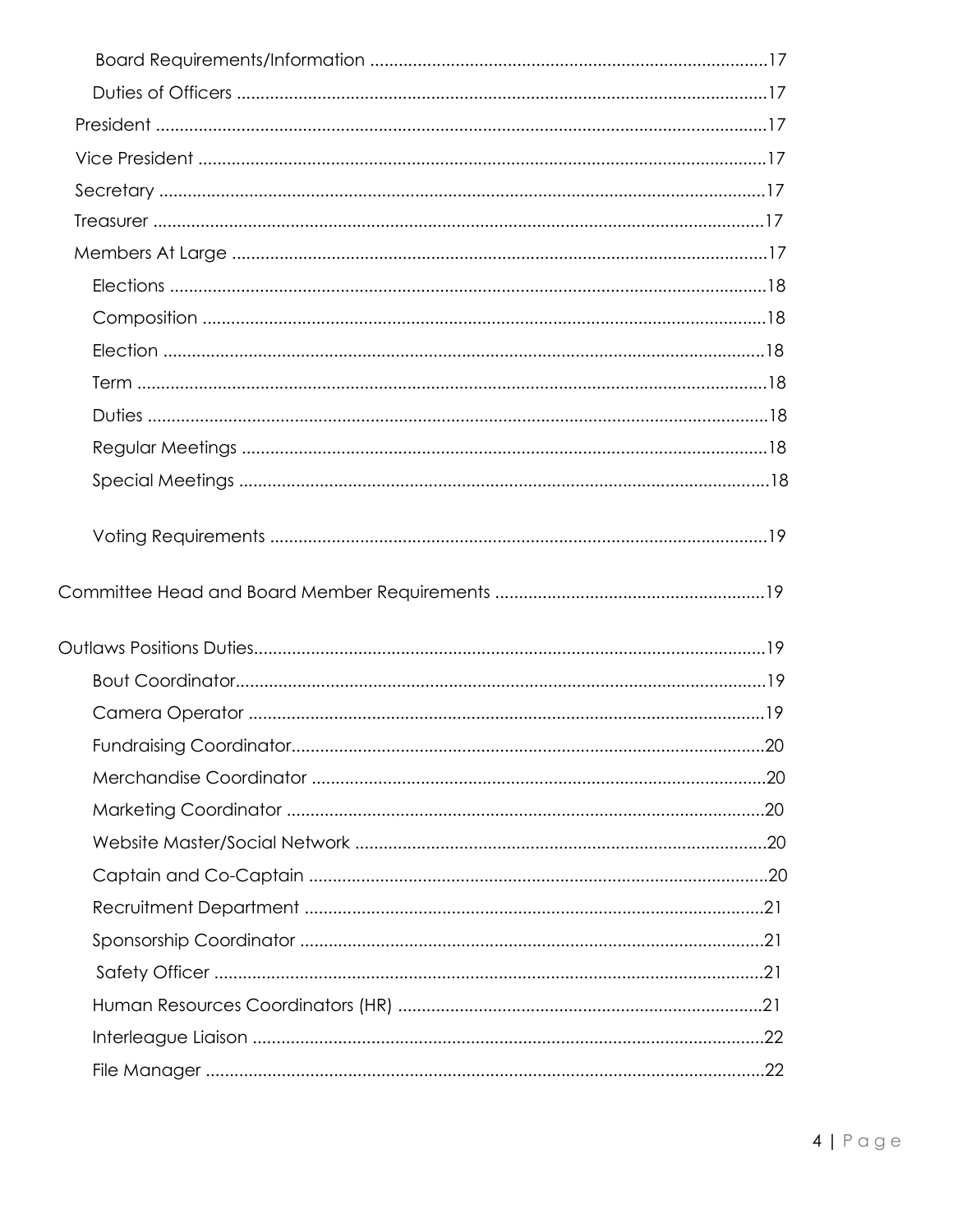Board Requirements/Information .....17

Duties of Officers .....17

President .....17

Vice President .....17

Secretary .....17

Treasurer .....17

Members At Large .....17

Elections .....18

Composition .....18

Election .....18

Term .....18

Duties .....18

Regular Meetings .....18

Special Meetings .....18

Voting Requirements .....19

Committee Head and Board Member Requirements .....19

Outlaws Positions Duties.....19

Bout Coordinator.....19

Camera Operator .....19

Fundraising Coordinator.....20

Merchandise Coordinator .....20

Marketing Coordinator .....20

Website Master/Social Network .....20

Captain and Co-Captain .....20

Recruitment Department .....21

Sponsorship Coordinator .....21

Safety Officer .....21

Human Resources Coordinators (HR) .....21

Interleague Liaison .....22

File Manager .....22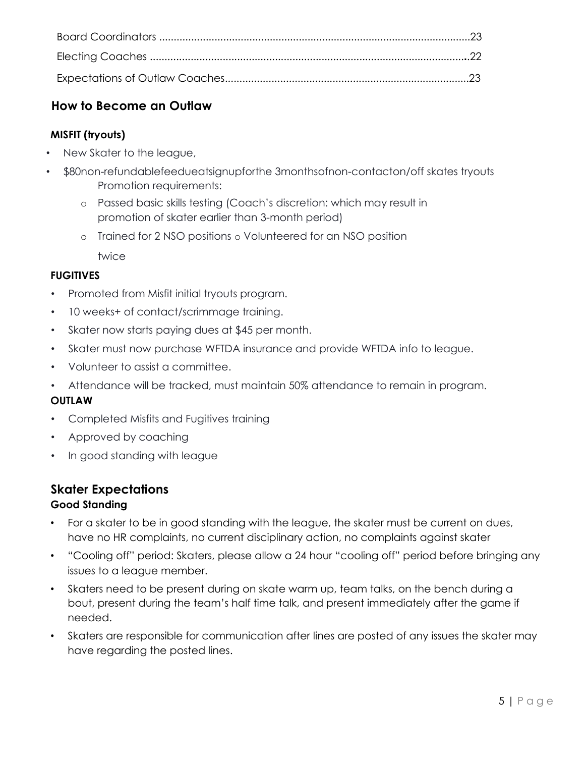Board Coordinators ........................................................................................................23

Electing Coaches ..........................................................................................................22

Expectations of Outlaw Coaches..................................................................................23

## How to Become an Outlaw

### MISFIT (tryouts)

- New Skater to the league,
- $80non-refundablefeedueatsignupforthe 3monthsofnon-contacton/off skates tryouts

  Promotion requirements:

  - o Passed basic skills testing (Coach's discretion: which may result in promotion of skater earlier than 3-month period)
  - o Trained for 2 NSO positions o Volunteered for an NSO position twice

### FUGITIVES

- Promoted from Misfit initial tryouts program.
- 10 weeks+ of contact/scrimmage training.
- Skater now starts paying dues at $45 per month.
- Skater must now purchase WFTDA insurance and provide WFTDA info to league.
- Volunteer to assist a committee.
- Attendance will be tracked, must maintain 50% attendance to remain in program.

### OUTLAW

- Completed Misfits and Fugitives training
- Approved by coaching
- In good standing with league

## Skater Expectations

### Good Standing

- For a skater to be in good standing with the league, the skater must be current on dues, have no HR complaints, no current disciplinary action, no complaints against skater
- "Cooling off" period: Skaters, please allow a 24 hour "cooling off" period before bringing any issues to a league member.
- Skaters need to be present during on skate warm up, team talks, on the bench during a bout, present during the team's half time talk, and present immediately after the game if needed.
- Skaters are responsible for communication after lines are posted of any issues the skater may have regarding the posted lines.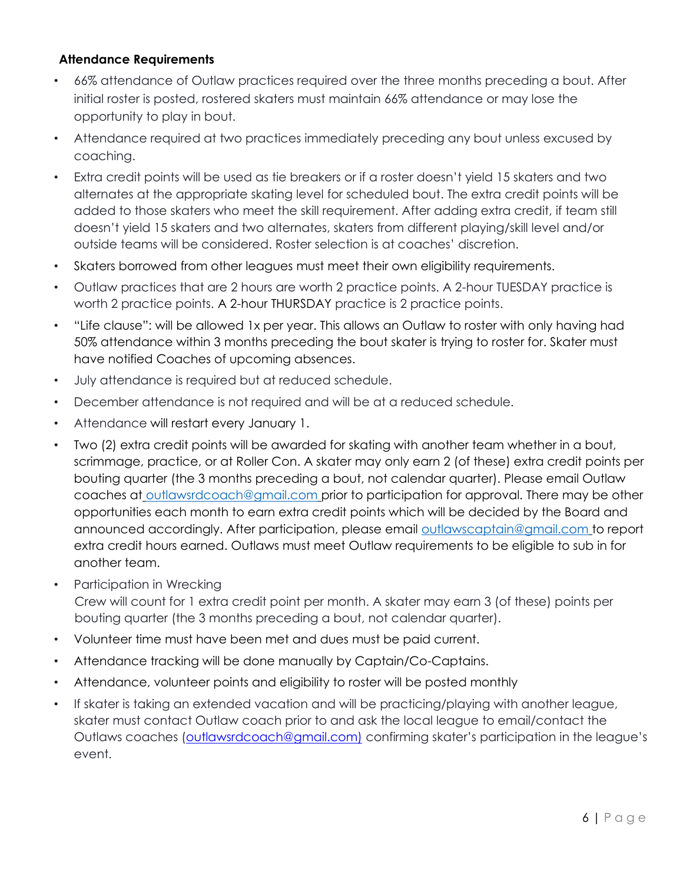**Attendance Requirements**

- 66% attendance of Outlaw practices required over the three months preceding a bout. After initial roster is posted, rostered skaters must maintain 66% attendance or may lose the opportunity to play in bout.
- Attendance required at two practices immediately preceding any bout unless excused by coaching.
- Extra credit points will be used as tie breakers or if a roster doesn't yield 15 skaters and two alternates at the appropriate skating level for scheduled bout. The extra credit points will be added to those skaters who meet the skill requirement. After adding extra credit, if team still doesn't yield 15 skaters and two alternates, skaters from different playing/skill level and/or outside teams will be considered. Roster selection is at coaches' discretion.
- Skaters borrowed from other leagues must meet their own eligibility requirements.
- Outlaw practices that are 2 hours are worth 2 practice points. A 2-hour TUESDAY practice is worth 2 practice points. A 2-hour THURSDAY practice is 2 practice points.
- "Life clause": will be allowed 1x per year. This allows an Outlaw to roster with only having had 50% attendance within 3 months preceding the bout skater is trying to roster for. Skater must have notified Coaches of upcoming absences.
- July attendance is required but at reduced schedule.
- December attendance is not required and will be at a reduced schedule.
- Attendance will restart every January 1.
- Two (2) extra credit points will be awarded for skating with another team whether in a bout, scrimmage, practice, or at Roller Con. A skater may only earn 2 (of these) extra credit points per bouting quarter (the 3 months preceding a bout, not calendar quarter). Please email Outlaw coaches at outlawsrdcoach@gmail.com prior to participation for approval. There may be other opportunities each month to earn extra credit points which will be decided by the Board and announced accordingly. After participation, please email outlawscaptain@gmail.com to report extra credit hours earned. Outlaws must meet Outlaw requirements to be eligible to sub in for another team.
- Participation in Wrecking Crew will count for 1 extra credit point per month. A skater may earn 3 (of these) points per bouting quarter (the 3 months preceding a bout, not calendar quarter).
- Volunteer time must have been met and dues must be paid current.
- Attendance tracking will be done manually by Captain/Co-Captains.
- Attendance, volunteer points and eligibility to roster will be posted monthly
- If skater is taking an extended vacation and will be practicing/playing with another league, skater must contact Outlaw coach prior to and ask the local league to email/contact the Outlaws coaches (outlawsrdcoach@gmail.com) confirming skater's participation in the league's event.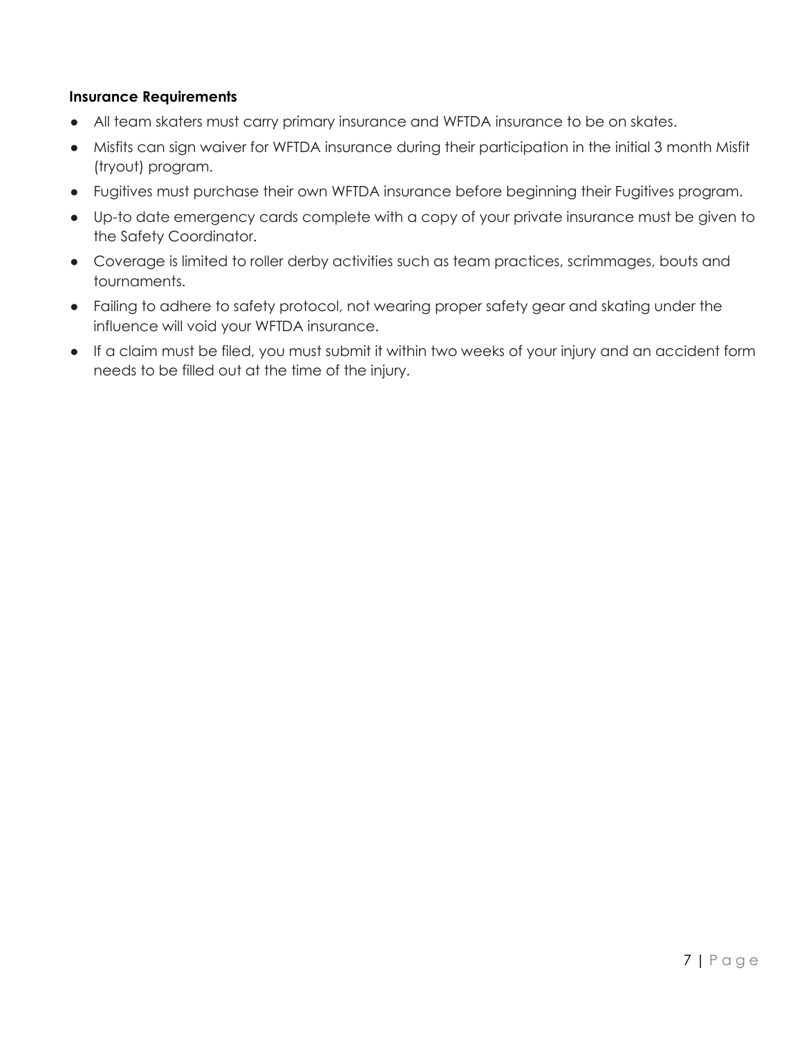**Insurance Requirements**

- All team skaters must carry primary insurance and WFTDA insurance to be on skates.
- Misfits can sign waiver for WFTDA insurance during their participation in the initial 3 month Misfit (tryout) program.
- Fugitives must purchase their own WFTDA insurance before beginning their Fugitives program.
- Up-to date emergency cards complete with a copy of your private insurance must be given to the Safety Coordinator.
- Coverage is limited to roller derby activities such as team practices, scrimmages, bouts and tournaments.
- Failing to adhere to safety protocol, not wearing proper safety gear and skating under the influence will void your WFTDA insurance.
- If a claim must be filed, you must submit it within two weeks of your injury and an accident form needs to be filled out at the time of the injury.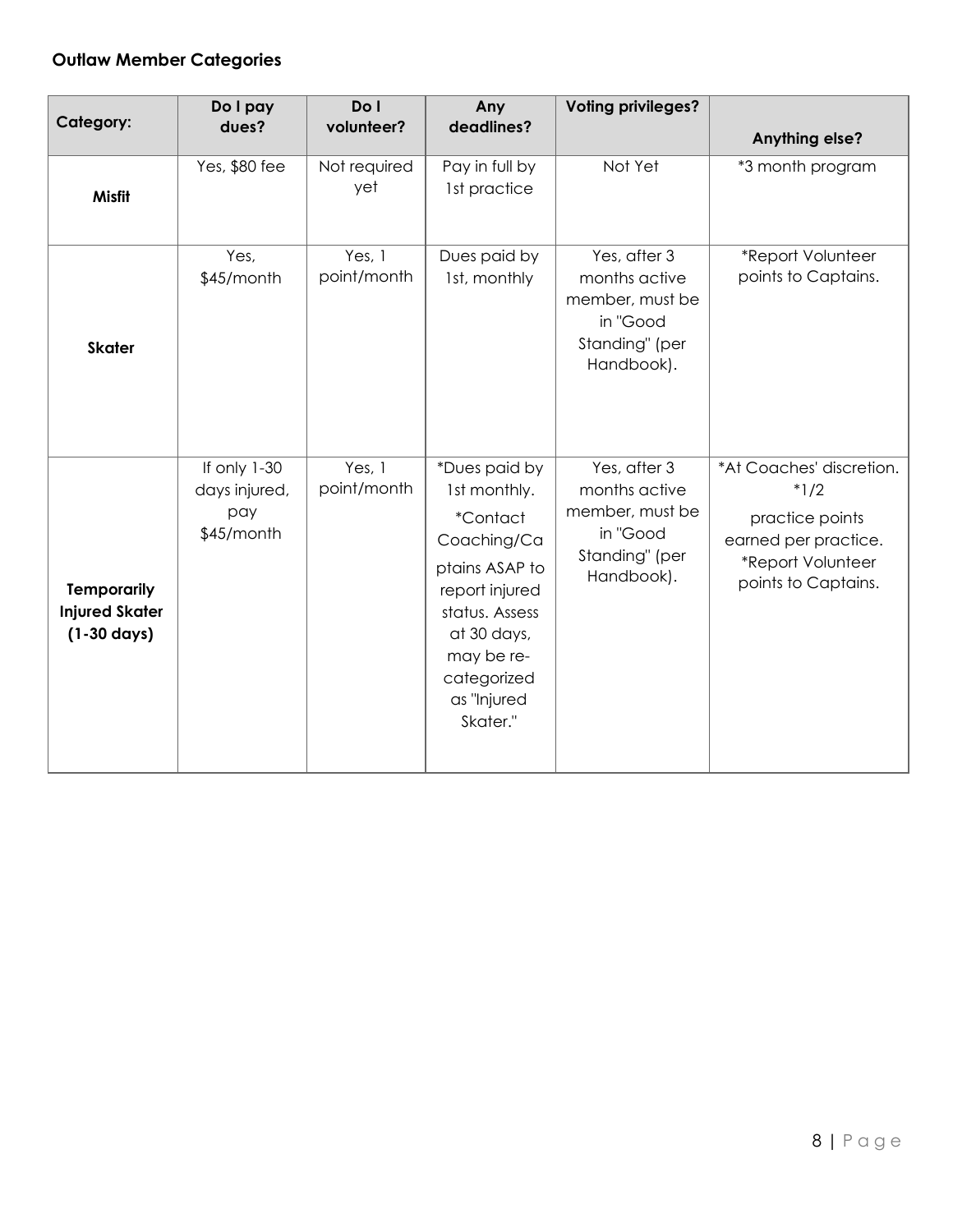**Outlaw Member Categories**

| Category: | Do I pay dues? | Do I volunteer? | Any deadlines? | Voting privileges? | Anything else? |
|---|---|---|---|---|---|
| **Misfit** | Yes, $80 fee | Not required yet | Pay in full by 1st practice | Not Yet | *3 month program |
| **Skater** | Yes, $45/month | Yes, 1 point/month | Dues paid by 1st, monthly | Yes, after 3 months active member, must be in "Good Standing" (per Handbook). | *Report Volunteer points to Captains. |
| **Temporarily Injured Skater (1-30 days)** | If only 1-30 days injured, pay $45/month | Yes, 1 point/month | *Dues paid by 1st monthly. *Contact Coaching/Captains ASAP to report injured status. Assess at 30 days, may be re-categorized as "Injured Skater." | Yes, after 3 months active member, must be in "Good Standing" (per Handbook). | *At Coaches' discretion. *1/2 practice points earned per practice. *Report Volunteer points to Captains. |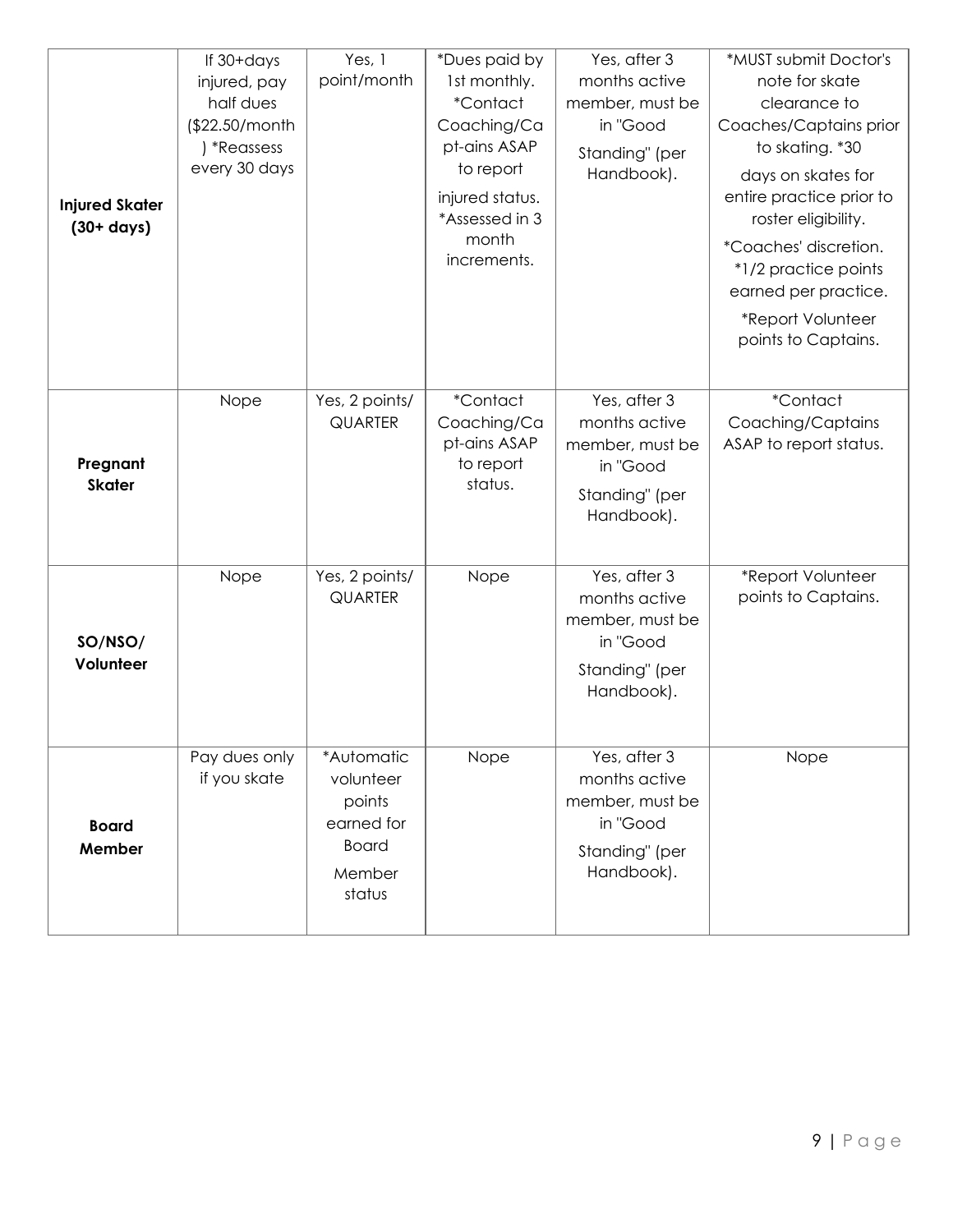| | | | | | |
|---|---|---|---|---|---|
| **Injured Skater (30+ days)** | If 30+days injured, pay half dues ($22.50/month) *Reassess every 30 days | Yes, 1 point/month | *Dues paid by 1st monthly. *Contact Coaching/Captains ASAP to report injured status. *Assessed in 3 month increments. | Yes, after 3 months active member, must be in "Good Standing" (per Handbook). | *MUST submit Doctor's note for skate clearance to Coaches/Captains prior to skating. *30 days on skates for entire practice prior to roster eligibility. *Coaches' discretion. *1/2 practice points earned per practice. *Report Volunteer points to Captains. |
| **Pregnant Skater** | Nope | Yes, 2 points/ QUARTER | *Contact Coaching/Captains ASAP to report status. | Yes, after 3 months active member, must be in "Good Standing" (per Handbook). | *Contact Coaching/Captains ASAP to report status. |
| **SO/NSO/ Volunteer** | Nope | Yes, 2 points/ QUARTER | Nope | Yes, after 3 months active member, must be in "Good Standing" (per Handbook). | *Report Volunteer points to Captains. |
| **Board Member** | Pay dues only if you skate | *Automatic volunteer points earned for Board Member status | Nope | Yes, after 3 months active member, must be in "Good Standing" (per Handbook). | Nope |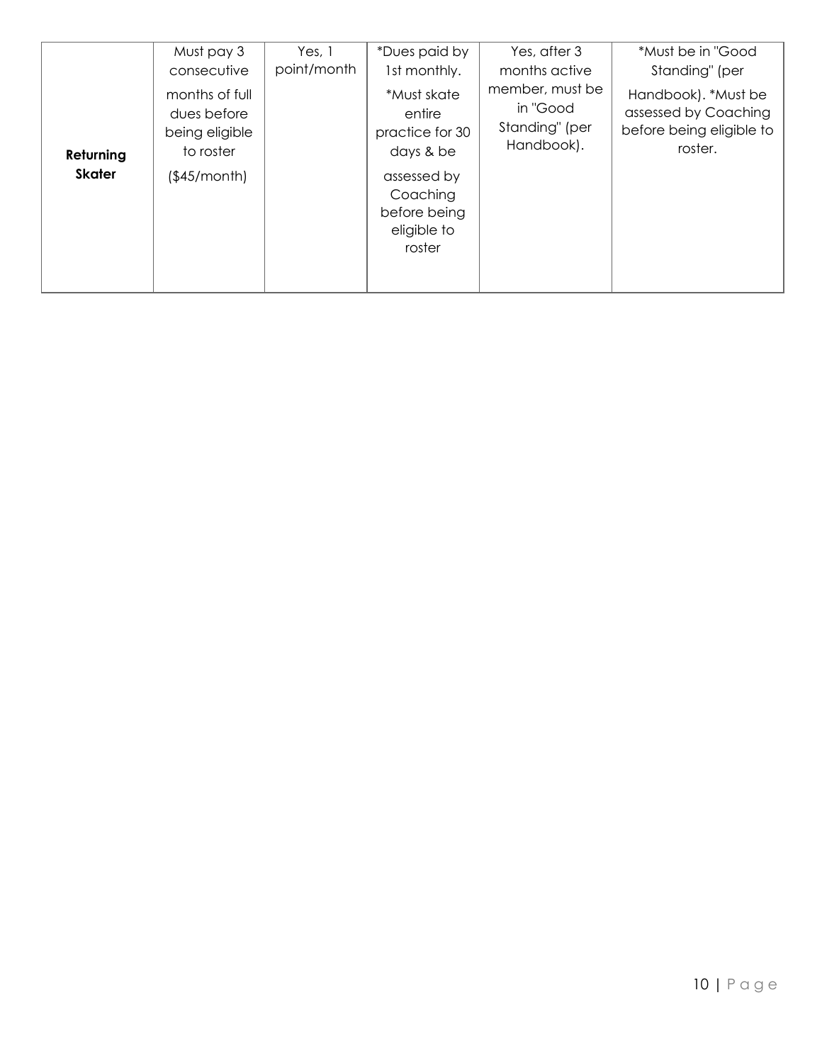| | | | | | |
|---|---|---|---|---|---|
| **Returning Skater** | Must pay 3 consecutive months of full dues before being eligible to roster ($45/month) | Yes, 1 point/month | *Dues paid by 1st monthly. *Must skate entire practice for 30 days & be assessed by Coaching before being eligible to roster | Yes, after 3 months active member, must be in "Good Standing" (per Handbook). | *Must be in "Good Standing" (per Handbook). *Must be assessed by Coaching before being eligible to roster. |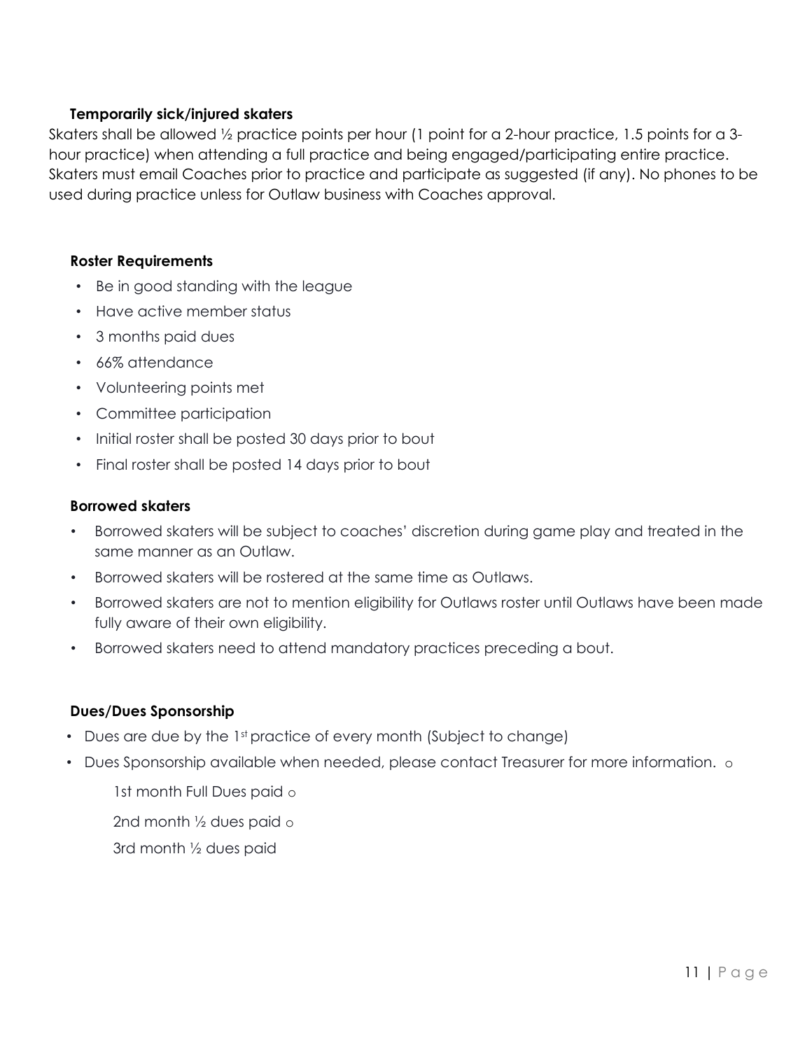### Temporarily sick/injured skaters

Skaters shall be allowed ½ practice points per hour (1 point for a 2-hour practice, 1.5 points for a 3-hour practice) when attending a full practice and being engaged/participating entire practice. Skaters must email Coaches prior to practice and participate as suggested (if any). No phones to be used during practice unless for Outlaw business with Coaches approval.

### Roster Requirements

- Be in good standing with the league
- Have active member status
- 3 months paid dues
- 66% attendance
- Volunteering points met
- Committee participation
- Initial roster shall be posted 30 days prior to bout
- Final roster shall be posted 14 days prior to bout

### Borrowed skaters

- Borrowed skaters will be subject to coaches' discretion during game play and treated in the same manner as an Outlaw.
- Borrowed skaters will be rostered at the same time as Outlaws.
- Borrowed skaters are not to mention eligibility for Outlaws roster until Outlaws have been made fully aware of their own eligibility.
- Borrowed skaters need to attend mandatory practices preceding a bout.

### Dues/Dues Sponsorship

- Dues are due by the 1st practice of every month (Subject to change)
- Dues Sponsorship available when needed, please contact Treasurer for more information.
  - 1st month Full Dues paid
  - 2nd month ½ dues paid
  - 3rd month ½ dues paid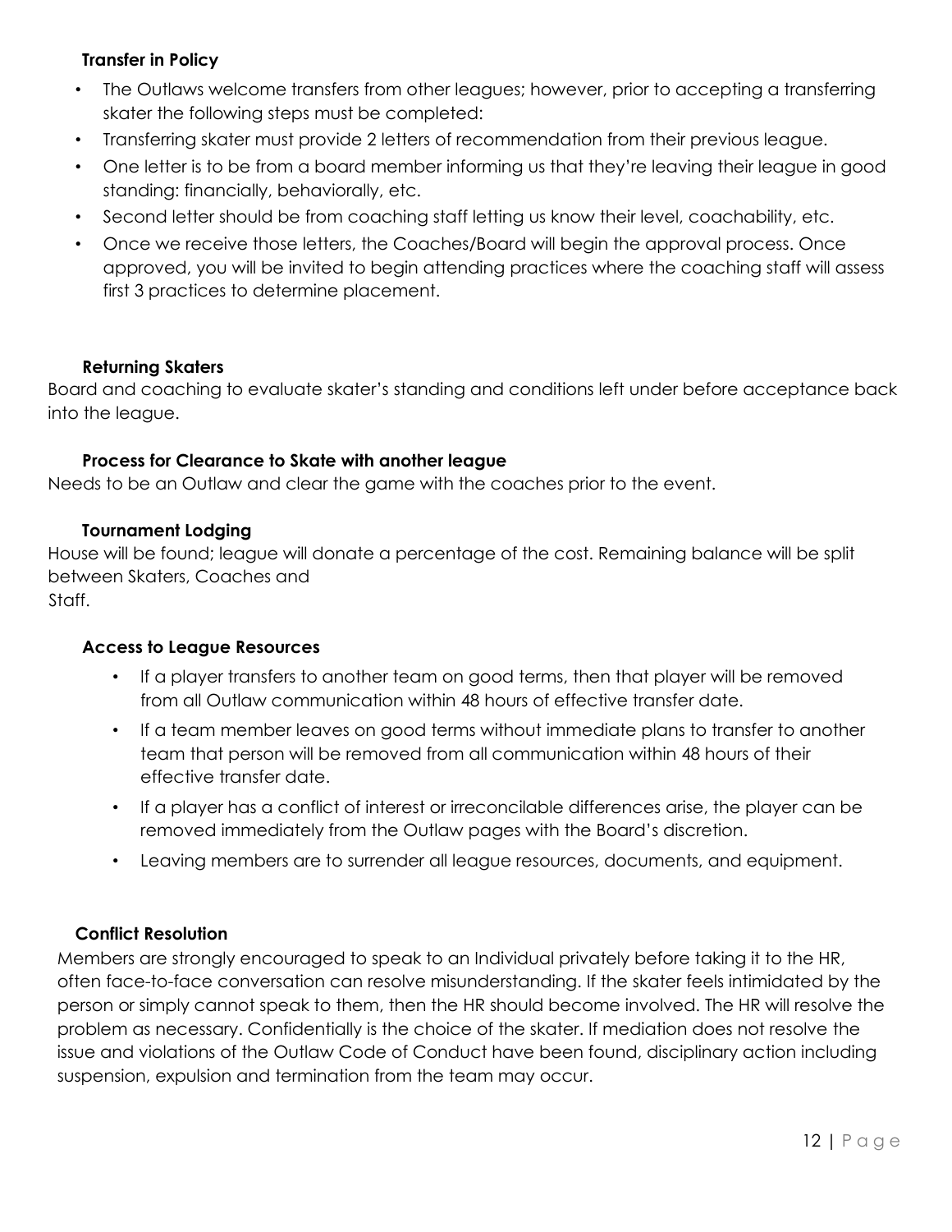### Transfer in Policy

- The Outlaws welcome transfers from other leagues; however, prior to accepting a transferring skater the following steps must be completed:
- Transferring skater must provide 2 letters of recommendation from their previous league.
- One letter is to be from a board member informing us that they're leaving their league in good standing: financially, behaviorally, etc.
- Second letter should be from coaching staff letting us know their level, coachability, etc.
- Once we receive those letters, the Coaches/Board will begin the approval process. Once approved, you will be invited to begin attending practices where the coaching staff will assess first 3 practices to determine placement.

### Returning Skaters

Board and coaching to evaluate skater's standing and conditions left under before acceptance back into the league.

### Process for Clearance to Skate with another league

Needs to be an Outlaw and clear the game with the coaches prior to the event.

### Tournament Lodging

House will be found; league will donate a percentage of the cost. Remaining balance will be split between Skaters, Coaches and Staff.

### Access to League Resources

- If a player transfers to another team on good terms, then that player will be removed from all Outlaw communication within 48 hours of effective transfer date.
- If a team member leaves on good terms without immediate plans to transfer to another team that person will be removed from all communication within 48 hours of their effective transfer date.
- If a player has a conflict of interest or irreconcilable differences arise, the player can be removed immediately from the Outlaw pages with the Board's discretion.
- Leaving members are to surrender all league resources, documents, and equipment.

### Conflict Resolution

Members are strongly encouraged to speak to an Individual privately before taking it to the HR, often face-to-face conversation can resolve misunderstanding. If the skater feels intimidated by the person or simply cannot speak to them, then the HR should become involved. The HR will resolve the problem as necessary. Confidentially is the choice of the skater. If mediation does not resolve the issue and violations of the Outlaw Code of Conduct have been found, disciplinary action including suspension, expulsion and termination from the team may occur.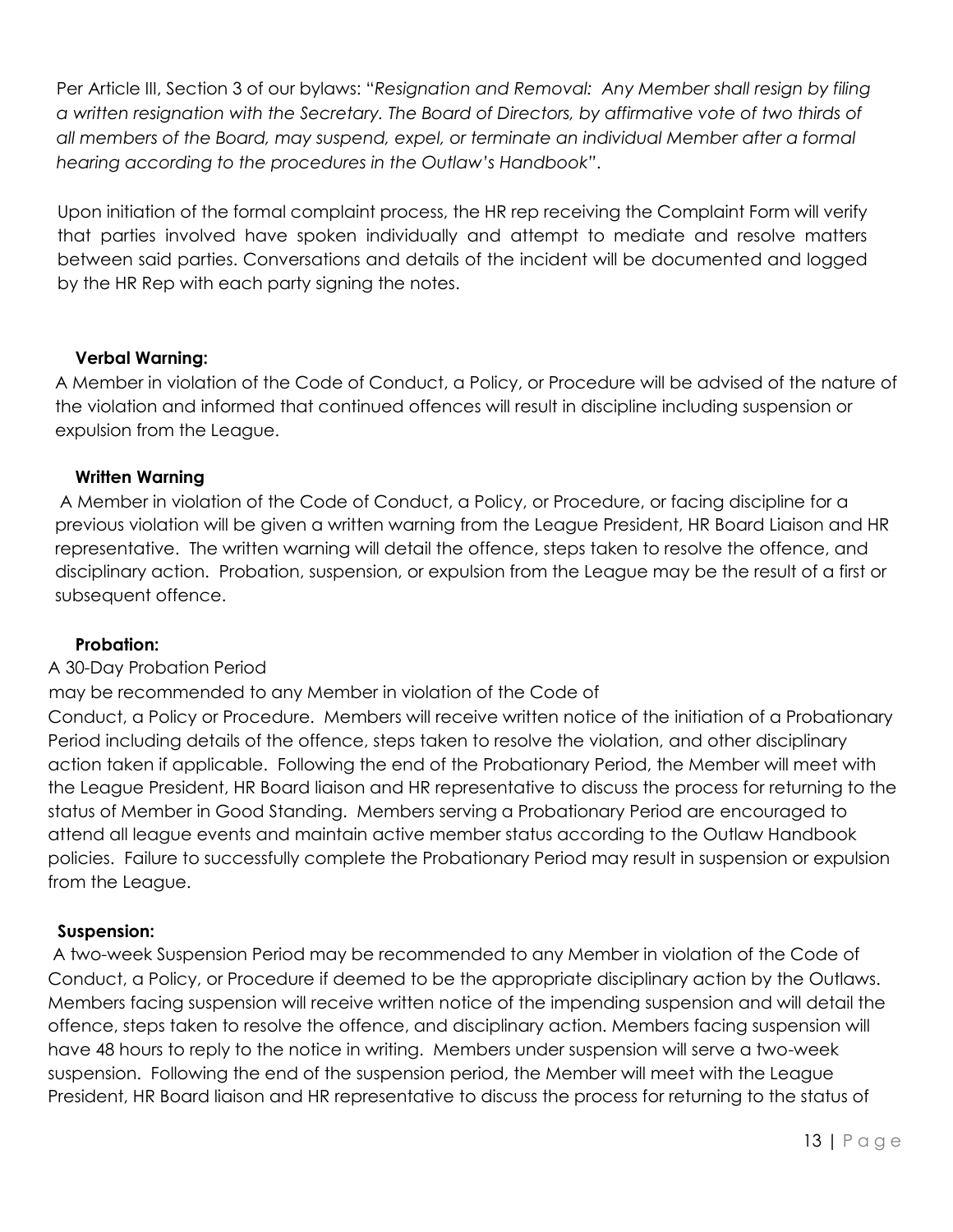Per Article III, Section 3 of our bylaws: "*Resignation and Removal: Any Member shall resign by filing a written resignation with the Secretary. The Board of Directors, by affirmative vote of two thirds of all members of the Board, may suspend, expel, or terminate an individual Member after a formal hearing according to the procedures in the Outlaw's Handbook*".

Upon initiation of the formal complaint process, the HR rep receiving the Complaint Form will verify that parties involved have spoken individually and attempt to mediate and resolve matters between said parties. Conversations and details of the incident will be documented and logged by the HR Rep with each party signing the notes.

**Verbal Warning:**

A Member in violation of the Code of Conduct, a Policy, or Procedure will be advised of the nature of the violation and informed that continued offences will result in discipline including suspension or expulsion from the League.

**Written Warning**

A Member in violation of the Code of Conduct, a Policy, or Procedure, or facing discipline for a previous violation will be given a written warning from the League President, HR Board Liaison and HR representative. The written warning will detail the offence, steps taken to resolve the offence, and disciplinary action. Probation, suspension, or expulsion from the League may be the result of a first or subsequent offence.

**Probation:**

A 30-Day Probation Period may be recommended to any Member in violation of the Code of Conduct, a Policy or Procedure. Members will receive written notice of the initiation of a Probationary Period including details of the offence, steps taken to resolve the violation, and other disciplinary action taken if applicable. Following the end of the Probationary Period, the Member will meet with the League President, HR Board liaison and HR representative to discuss the process for returning to the status of Member in Good Standing. Members serving a Probationary Period are encouraged to attend all league events and maintain active member status according to the Outlaw Handbook policies. Failure to successfully complete the Probationary Period may result in suspension or expulsion from the League.

**Suspension:**

A two-week Suspension Period may be recommended to any Member in violation of the Code of Conduct, a Policy, or Procedure if deemed to be the appropriate disciplinary action by the Outlaws. Members facing suspension will receive written notice of the impending suspension and will detail the offence, steps taken to resolve the offence, and disciplinary action. Members facing suspension will have 48 hours to reply to the notice in writing. Members under suspension will serve a two-week suspension. Following the end of the suspension period, the Member will meet with the League President, HR Board liaison and HR representative to discuss the process for returning to the status of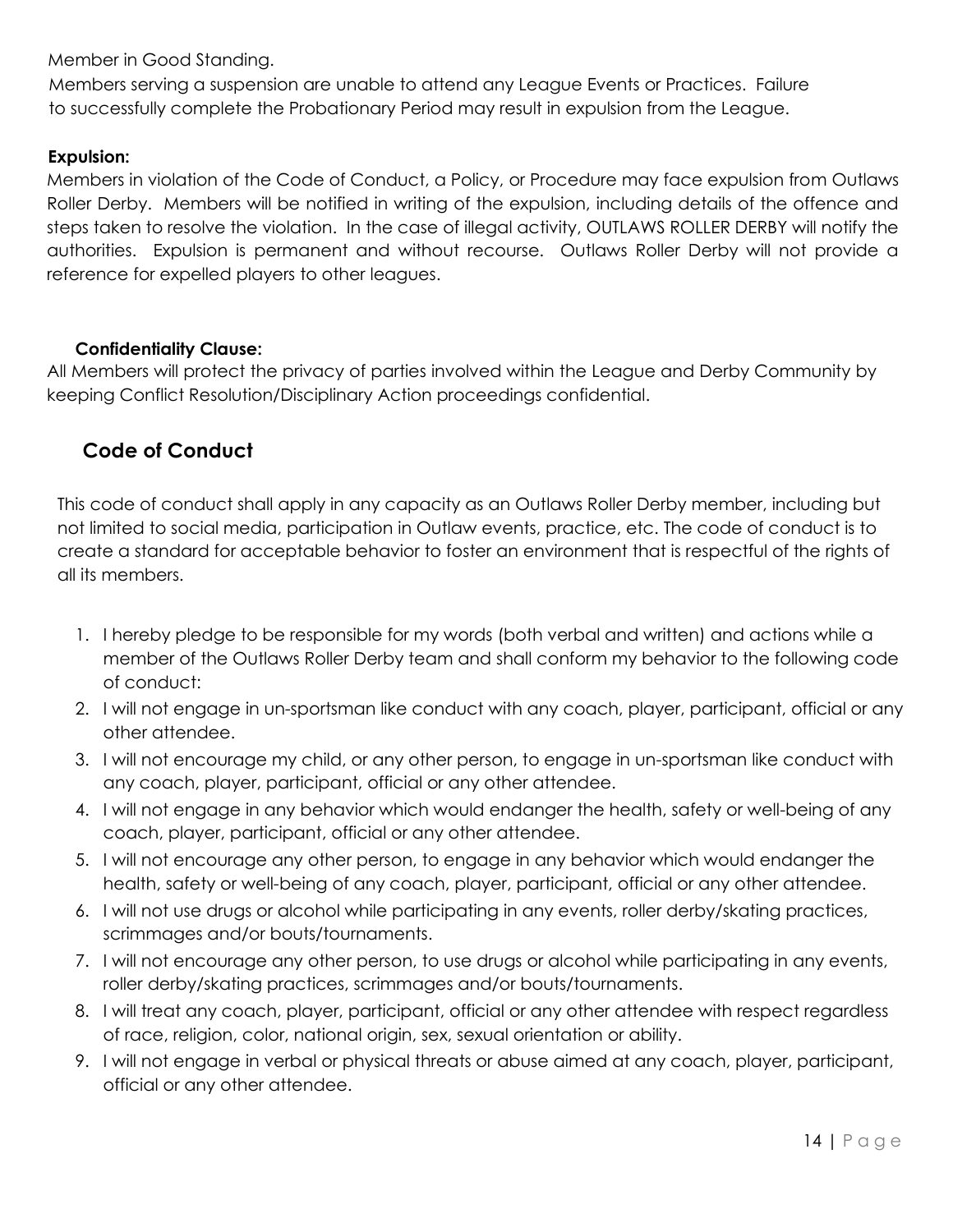Member in Good Standing.

Members serving a suspension are unable to attend any League Events or Practices. Failure to successfully complete the Probationary Period may result in expulsion from the League.

**Expulsion:**

Members in violation of the Code of Conduct, a Policy, or Procedure may face expulsion from Outlaws Roller Derby. Members will be notified in writing of the expulsion, including details of the offence and steps taken to resolve the violation. In the case of illegal activity, OUTLAWS ROLLER DERBY will notify the authorities. Expulsion is permanent and without recourse. Outlaws Roller Derby will not provide a reference for expelled players to other leagues.

**Confidentiality Clause:**

All Members will protect the privacy of parties involved within the League and Derby Community by keeping Conflict Resolution/Disciplinary Action proceedings confidential.

## Code of Conduct

This code of conduct shall apply in any capacity as an Outlaws Roller Derby member, including but not limited to social media, participation in Outlaw events, practice, etc. The code of conduct is to create a standard for acceptable behavior to foster an environment that is respectful of the rights of all its members.

1. I hereby pledge to be responsible for my words (both verbal and written) and actions while a member of the Outlaws Roller Derby team and shall conform my behavior to the following code of conduct:
2. I will not engage in un-sportsman like conduct with any coach, player, participant, official or any other attendee.
3. I will not encourage my child, or any other person, to engage in un-sportsman like conduct with any coach, player, participant, official or any other attendee.
4. I will not engage in any behavior which would endanger the health, safety or well-being of any coach, player, participant, official or any other attendee.
5. I will not encourage any other person, to engage in any behavior which would endanger the health, safety or well-being of any coach, player, participant, official or any other attendee.
6. I will not use drugs or alcohol while participating in any events, roller derby/skating practices, scrimmages and/or bouts/tournaments.
7. I will not encourage any other person, to use drugs or alcohol while participating in any events, roller derby/skating practices, scrimmages and/or bouts/tournaments.
8. I will treat any coach, player, participant, official or any other attendee with respect regardless of race, religion, color, national origin, sex, sexual orientation or ability.
9. I will not engage in verbal or physical threats or abuse aimed at any coach, player, participant, official or any other attendee.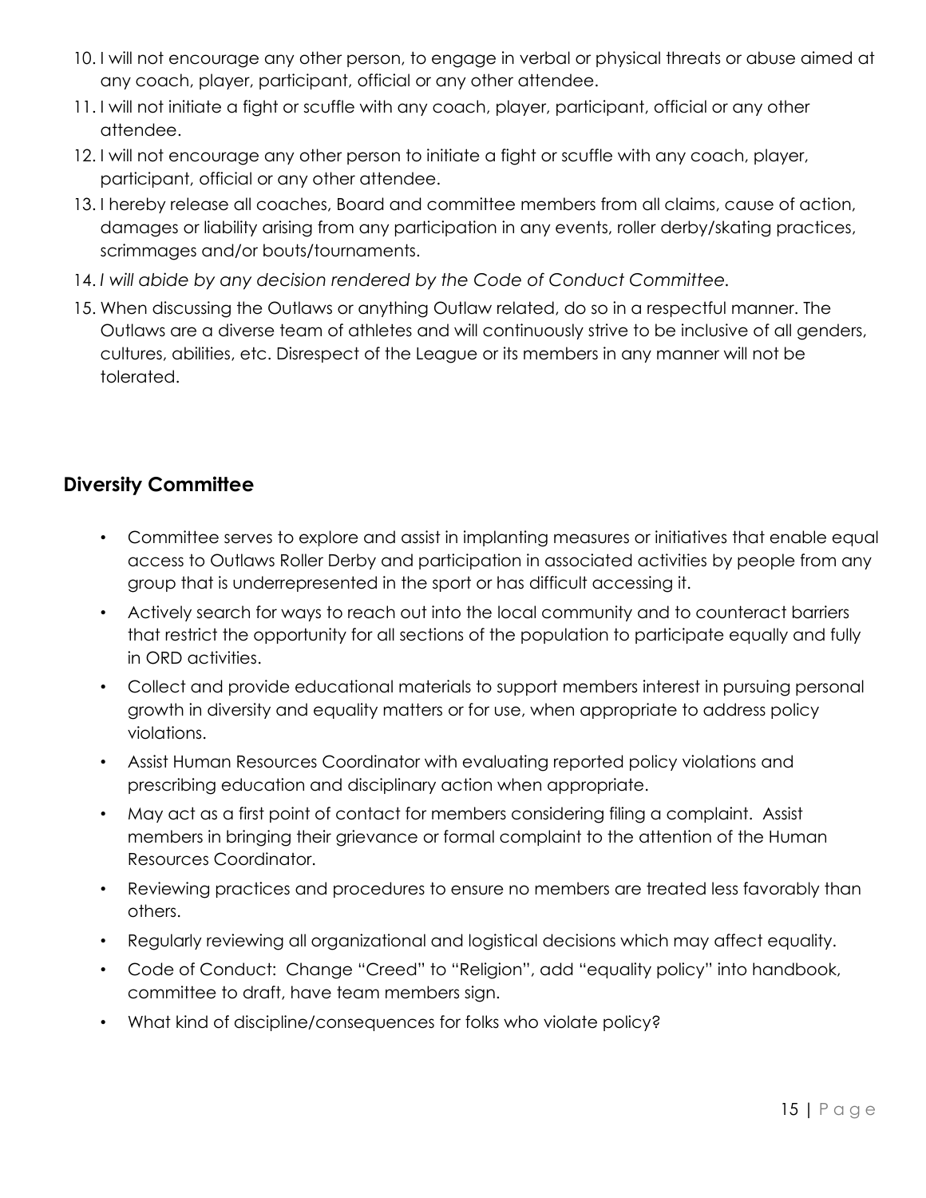10. I will not encourage any other person, to engage in verbal or physical threats or abuse aimed at any coach, player, participant, official or any other attendee.
11. I will not initiate a fight or scuffle with any coach, player, participant, official or any other attendee.
12. I will not encourage any other person to initiate a fight or scuffle with any coach, player, participant, official or any other attendee.
13. I hereby release all coaches, Board and committee members from all claims, cause of action, damages or liability arising from any participation in any events, roller derby/skating practices, scrimmages and/or bouts/tournaments.
14. *I will abide by any decision rendered by the Code of Conduct Committee.*
15. When discussing the Outlaws or anything Outlaw related, do so in a respectful manner. The Outlaws are a diverse team of athletes and will continuously strive to be inclusive of all genders, cultures, abilities, etc. Disrespect of the League or its members in any manner will not be tolerated.

## Diversity Committee

- Committee serves to explore and assist in implanting measures or initiatives that enable equal access to Outlaws Roller Derby and participation in associated activities by people from any group that is underrepresented in the sport or has difficult accessing it.
- Actively search for ways to reach out into the local community and to counteract barriers that restrict the opportunity for all sections of the population to participate equally and fully in ORD activities.
- Collect and provide educational materials to support members interest in pursuing personal growth in diversity and equality matters or for use, when appropriate to address policy violations.
- Assist Human Resources Coordinator with evaluating reported policy violations and prescribing education and disciplinary action when appropriate.
- May act as a first point of contact for members considering filing a complaint. Assist members in bringing their grievance or formal complaint to the attention of the Human Resources Coordinator.
- Reviewing practices and procedures to ensure no members are treated less favorably than others.
- Regularly reviewing all organizational and logistical decisions which may affect equality.
- Code of Conduct: Change "Creed" to "Religion", add "equality policy" into handbook, committee to draft, have team members sign.
- What kind of discipline/consequences for folks who violate policy?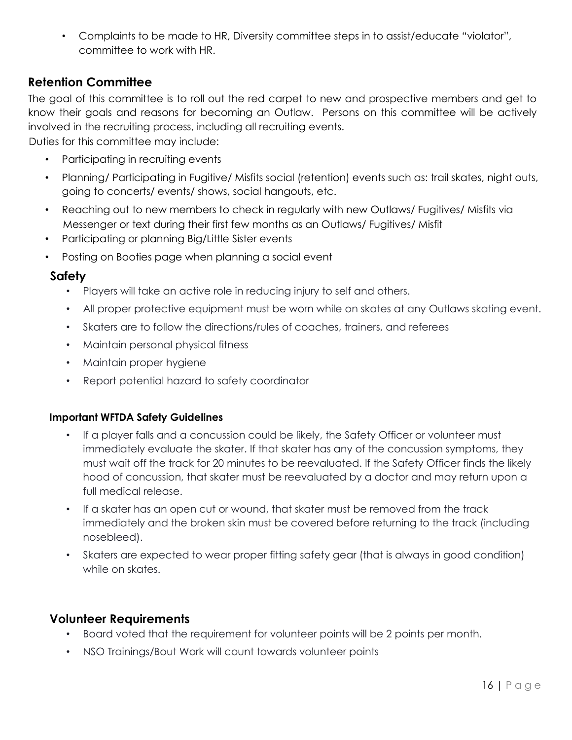- Complaints to be made to HR, Diversity committee steps in to assist/educate "violator", committee to work with HR.

## Retention Committee

The goal of this committee is to roll out the red carpet to new and prospective members and get to know their goals and reasons for becoming an Outlaw. Persons on this committee will be actively involved in the recruiting process, including all recruiting events.

Duties for this committee may include:

- Participating in recruiting events
- Planning/ Participating in Fugitive/ Misfits social (retention) events such as: trail skates, night outs, going to concerts/ events/ shows, social hangouts, etc.
- Reaching out to new members to check in regularly with new Outlaws/ Fugitives/ Misfits via Messenger or text during their first few months as an Outlaws/ Fugitives/ Misfit
- Participating or planning Big/Little Sister events
- Posting on Booties page when planning a social event

## Safety

- Players will take an active role in reducing injury to self and others.
- All proper protective equipment must be worn while on skates at any Outlaws skating event.
- Skaters are to follow the directions/rules of coaches, trainers, and referees
- Maintain personal physical fitness
- Maintain proper hygiene
- Report potential hazard to safety coordinator

#### Important WFTDA Safety Guidelines

- If a player falls and a concussion could be likely, the Safety Officer or volunteer must immediately evaluate the skater. If that skater has any of the concussion symptoms, they must wait off the track for 20 minutes to be reevaluated. If the Safety Officer finds the likely hood of concussion, that skater must be reevaluated by a doctor and may return upon a full medical release.
- If a skater has an open cut or wound, that skater must be removed from the track immediately and the broken skin must be covered before returning to the track (including nosebleed).
- Skaters are expected to wear proper fitting safety gear (that is always in good condition) while on skates.

## Volunteer Requirements

- Board voted that the requirement for volunteer points will be 2 points per month.
- NSO Trainings/Bout Work will count towards volunteer points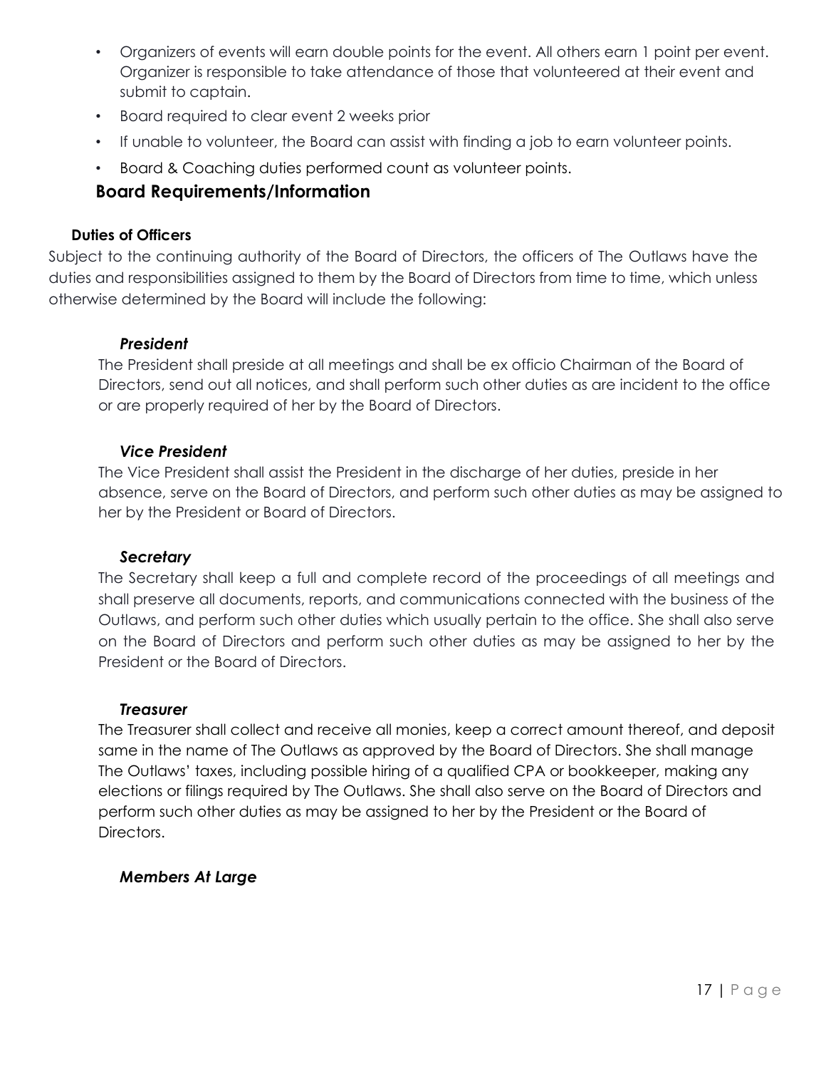- Organizers of events will earn double points for the event. All others earn 1 point per event. Organizer is responsible to take attendance of those that volunteered at their event and submit to captain.
- Board required to clear event 2 weeks prior
- If unable to volunteer, the Board can assist with finding a job to earn volunteer points.
- Board & Coaching duties performed count as volunteer points.

## Board Requirements/Information

### Duties of Officers

Subject to the continuing authority of the Board of Directors, the officers of The Outlaws have the duties and responsibilities assigned to them by the Board of Directors from time to time, which unless otherwise determined by the Board will include the following:

#### *President*

The President shall preside at all meetings and shall be ex officio Chairman of the Board of Directors, send out all notices, and shall perform such other duties as are incident to the office or are properly required of her by the Board of Directors.

#### *Vice President*

The Vice President shall assist the President in the discharge of her duties, preside in her absence, serve on the Board of Directors, and perform such other duties as may be assigned to her by the President or Board of Directors.

#### *Secretary*

The Secretary shall keep a full and complete record of the proceedings of all meetings and shall preserve all documents, reports, and communications connected with the business of the Outlaws, and perform such other duties which usually pertain to the office. She shall also serve on the Board of Directors and perform such other duties as may be assigned to her by the President or the Board of Directors.

#### *Treasurer*

The Treasurer shall collect and receive all monies, keep a correct amount thereof, and deposit same in the name of The Outlaws as approved by the Board of Directors. She shall manage The Outlaws' taxes, including possible hiring of a qualified CPA or bookkeeper, making any elections or filings required by The Outlaws. She shall also serve on the Board of Directors and perform such other duties as may be assigned to her by the President or the Board of Directors.

#### *Members At Large*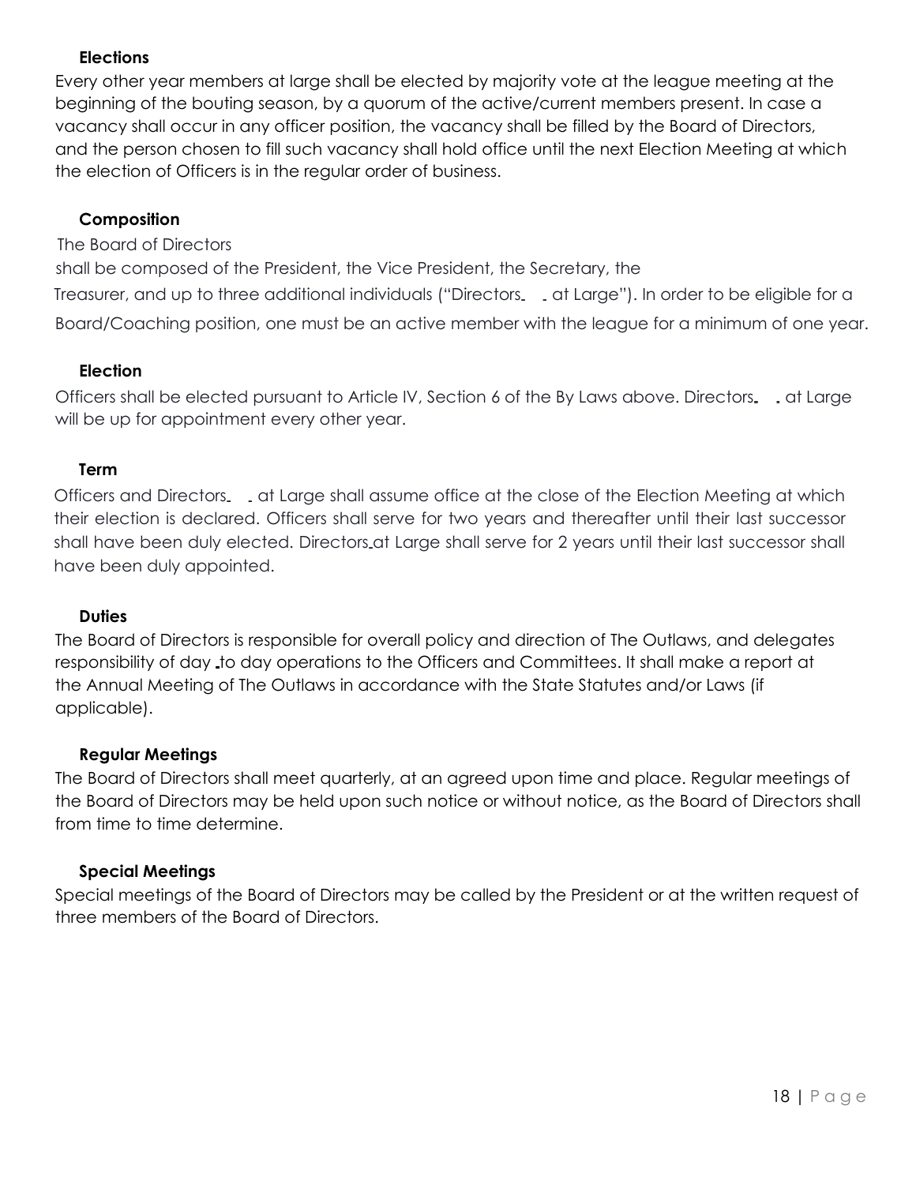### Elections

Every other year members at large shall be elected by majority vote at the league meeting at the beginning of the bouting season, by a quorum of the active/current members present. In case a vacancy shall occur in any officer position, the vacancy shall be filled by the Board of Directors, and the person chosen to fill such vacancy shall hold office until the next Election Meeting at which the election of Officers is in the regular order of business.

### Composition

The Board of Directors shall be composed of the President, the Vice President, the Secretary, the Treasurer, and up to three additional individuals ("Directors at Large"). In order to be eligible for a Board/Coaching position, one must be an active member with the league for a minimum of one year.

### Election

Officers shall be elected pursuant to Article IV, Section 6 of the By Laws above. Directors at Large will be up for appointment every other year.

### Term

Officers and Directors at Large shall assume office at the close of the Election Meeting at which their election is declared. Officers shall serve for two years and thereafter until their last successor shall have been duly elected. Directors at Large shall serve for 2 years until their last successor shall have been duly appointed.

### Duties

The Board of Directors is responsible for overall policy and direction of The Outlaws, and delegates responsibility of day to day operations to the Officers and Committees. It shall make a report at the Annual Meeting of The Outlaws in accordance with the State Statutes and/or Laws (if applicable).

### Regular Meetings

The Board of Directors shall meet quarterly, at an agreed upon time and place. Regular meetings of the Board of Directors may be held upon such notice or without notice, as the Board of Directors shall from time to time determine.

### Special Meetings

Special meetings of the Board of Directors may be called by the President or at the written request of three members of the Board of Directors.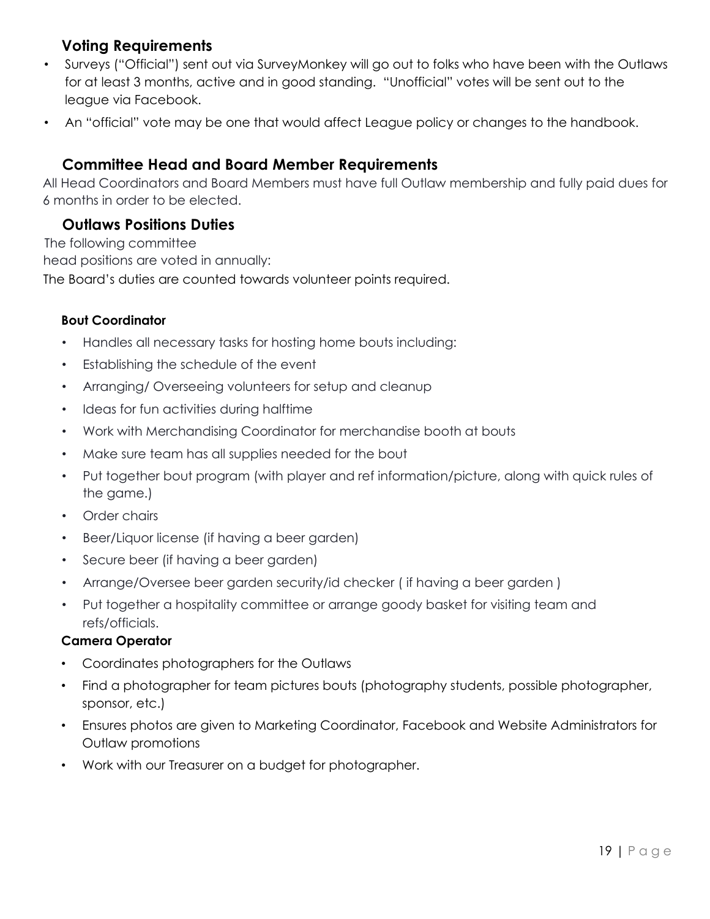## Voting Requirements

- Surveys ("Official") sent out via SurveyMonkey will go out to folks who have been with the Outlaws for at least 3 months, active and in good standing. "Unofficial" votes will be sent out to the league via Facebook.
- An "official" vote may be one that would affect League policy or changes to the handbook.

## Committee Head and Board Member Requirements

All Head Coordinators and Board Members must have full Outlaw membership and fully paid dues for 6 months in order to be elected.

## Outlaws Positions Duties

The following committee
head positions are voted in annually:
The Board's duties are counted towards volunteer points required.

#### Bout Coordinator

- Handles all necessary tasks for hosting home bouts including:
- Establishing the schedule of the event
- Arranging/ Overseeing volunteers for setup and cleanup
- Ideas for fun activities during halftime
- Work with Merchandising Coordinator for merchandise booth at bouts
- Make sure team has all supplies needed for the bout
- Put together bout program (with player and ref information/picture, along with quick rules of the game.)
- Order chairs
- Beer/Liquor license (if having a beer garden)
- Secure beer (if having a beer garden)
- Arrange/Oversee beer garden security/id checker ( if having a beer garden )
- Put together a hospitality committee or arrange goody basket for visiting team and refs/officials.

#### Camera Operator

- Coordinates photographers for the Outlaws
- Find a photographer for team pictures bouts (photography students, possible photographer, sponsor, etc.)
- Ensures photos are given to Marketing Coordinator, Facebook and Website Administrators for Outlaw promotions
- Work with our Treasurer on a budget for photographer.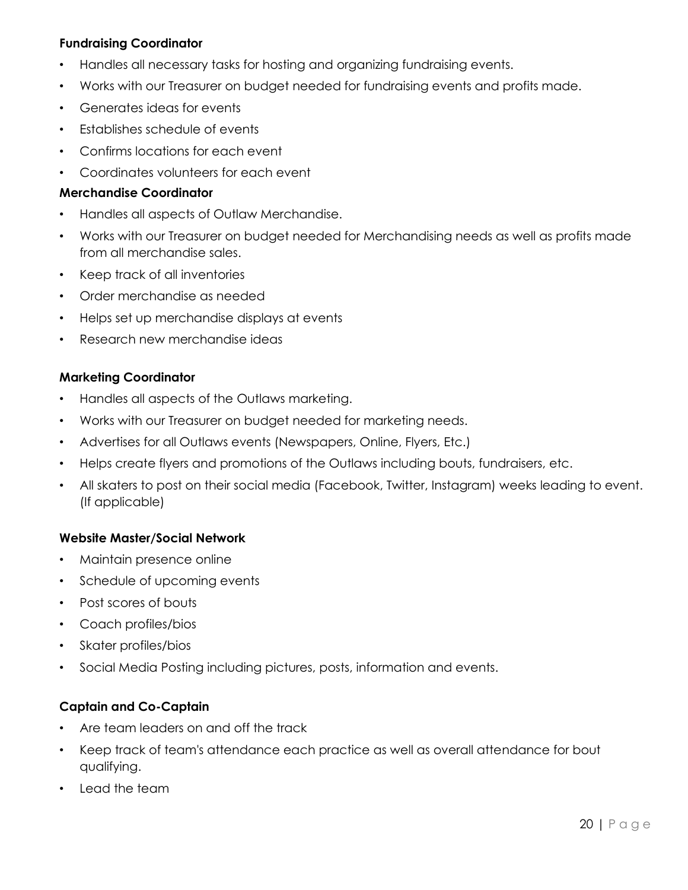**Fundraising Coordinator**

- Handles all necessary tasks for hosting and organizing fundraising events.
- Works with our Treasurer on budget needed for fundraising events and profits made.
- Generates ideas for events
- Establishes schedule of events
- Confirms locations for each event
- Coordinates volunteers for each event

**Merchandise Coordinator**

- Handles all aspects of Outlaw Merchandise.
- Works with our Treasurer on budget needed for Merchandising needs as well as profits made from all merchandise sales.
- Keep track of all inventories
- Order merchandise as needed
- Helps set up merchandise displays at events
- Research new merchandise ideas

**Marketing Coordinator**

- Handles all aspects of the Outlaws marketing.
- Works with our Treasurer on budget needed for marketing needs.
- Advertises for all Outlaws events (Newspapers, Online, Flyers, Etc.)
- Helps create flyers and promotions of the Outlaws including bouts, fundraisers, etc.
- All skaters to post on their social media (Facebook, Twitter, Instagram) weeks leading to event. (If applicable)

**Website Master/Social Network**

- Maintain presence online
- Schedule of upcoming events
- Post scores of bouts
- Coach profiles/bios
- Skater profiles/bios
- Social Media Posting including pictures, posts, information and events.

**Captain and Co-Captain**

- Are team leaders on and off the track
- Keep track of team's attendance each practice as well as overall attendance for bout qualifying.
- Lead the team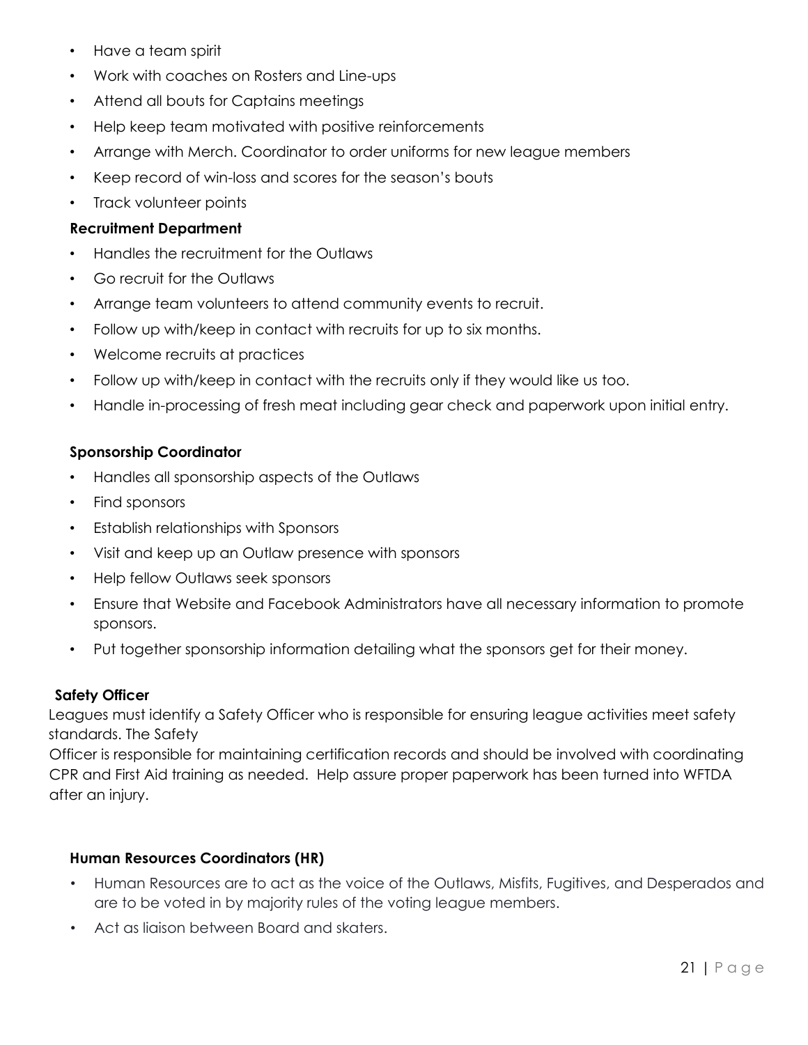- Have a team spirit
- Work with coaches on Rosters and Line-ups
- Attend all bouts for Captains meetings
- Help keep team motivated with positive reinforcements
- Arrange with Merch. Coordinator to order uniforms for new league members
- Keep record of win-loss and scores for the season's bouts
- Track volunteer points

**Recruitment Department**

- Handles the recruitment for the Outlaws
- Go recruit for the Outlaws
- Arrange team volunteers to attend community events to recruit.
- Follow up with/keep in contact with recruits for up to six months.
- Welcome recruits at practices
- Follow up with/keep in contact with the recruits only if they would like us too.
- Handle in-processing of fresh meat including gear check and paperwork upon initial entry.

**Sponsorship Coordinator**

- Handles all sponsorship aspects of the Outlaws
- Find sponsors
- Establish relationships with Sponsors
- Visit and keep up an Outlaw presence with sponsors
- Help fellow Outlaws seek sponsors
- Ensure that Website and Facebook Administrators have all necessary information to promote sponsors.
- Put together sponsorship information detailing what the sponsors get for their money.

**Safety Officer**

Leagues must identify a Safety Officer who is responsible for ensuring league activities meet safety standards. The Safety Officer is responsible for maintaining certification records and should be involved with coordinating CPR and First Aid training as needed. Help assure proper paperwork has been turned into WFTDA after an injury.

**Human Resources Coordinators (HR)**

- Human Resources are to act as the voice of the Outlaws, Misfits, Fugitives, and Desperados and are to be voted in by majority rules of the voting league members.
- Act as liaison between Board and skaters.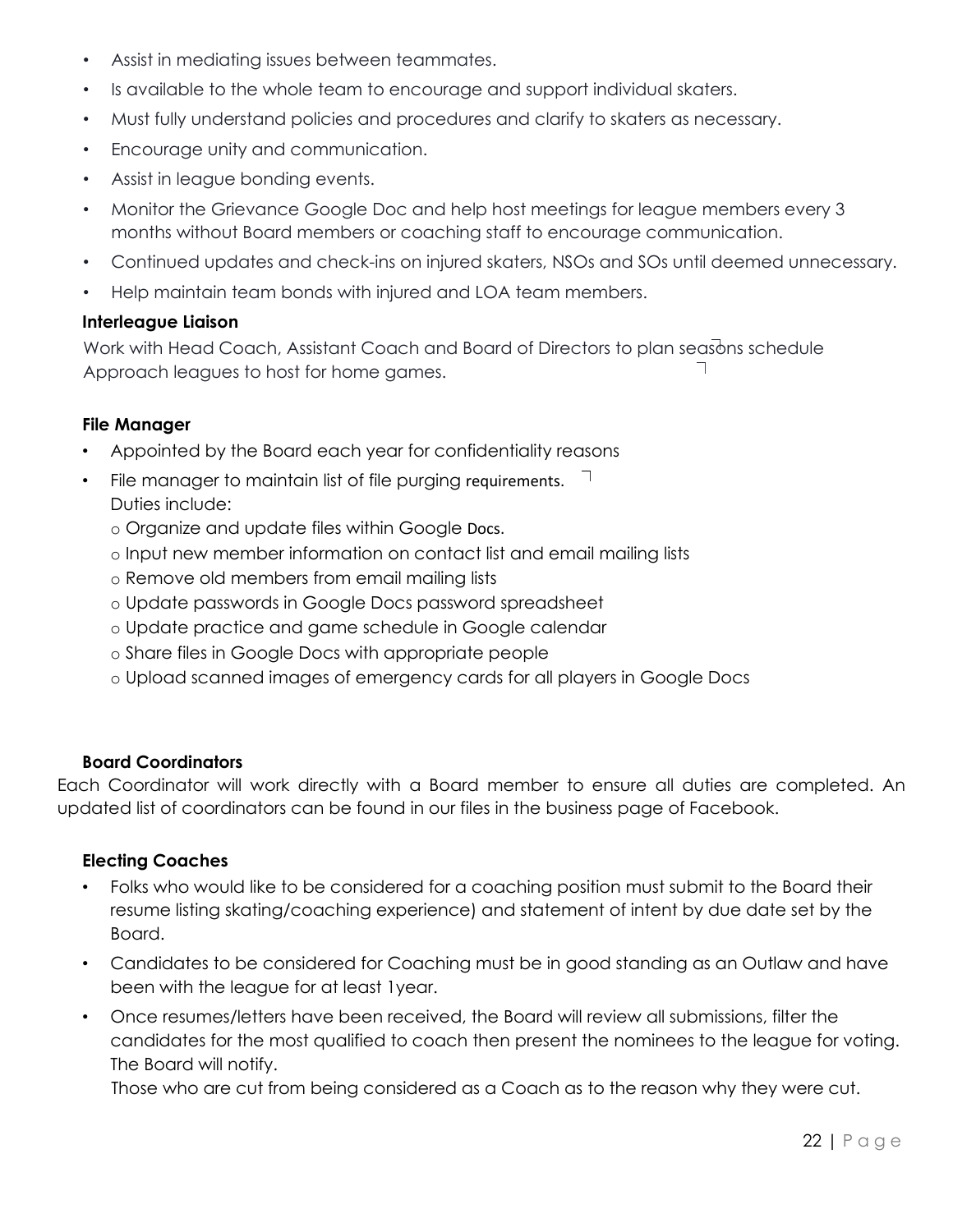- Assist in mediating issues between teammates.
- Is available to the whole team to encourage and support individual skaters.
- Must fully understand policies and procedures and clarify to skaters as necessary.
- Encourage unity and communication.
- Assist in league bonding events.
- Monitor the Grievance Google Doc and help host meetings for league members every 3 months without Board members or coaching staff to encourage communication.
- Continued updates and check-ins on injured skaters, NSOs and SOs until deemed unnecessary.
- Help maintain team bonds with injured and LOA team members.

**Interleague Liaison**

Work with Head Coach, Assistant Coach and Board of Directors to plan seasons schedule
Approach leagues to host for home games.

**File Manager**

- Appointed by the Board each year for confidentiality reasons
- File manager to maintain list of file purging requirements.
  Duties include:
  - Organize and update files within Google Docs.
  - Input new member information on contact list and email mailing lists
  - Remove old members from email mailing lists
  - Update passwords in Google Docs password spreadsheet
  - Update practice and game schedule in Google calendar
  - Share files in Google Docs with appropriate people
  - Upload scanned images of emergency cards for all players in Google Docs

**Board Coordinators**

Each Coordinator will work directly with a Board member to ensure all duties are completed. An updated list of coordinators can be found in our files in the business page of Facebook.

**Electing Coaches**

- Folks who would like to be considered for a coaching position must submit to the Board their resume listing skating/coaching experience) and statement of intent by due date set by the Board.
- Candidates to be considered for Coaching must be in good standing as an Outlaw and have been with the league for at least 1year.
- Once resumes/letters have been received, the Board will review all submissions, filter the candidates for the most qualified to coach then present the nominees to the league for voting. The Board will notify.
  Those who are cut from being considered as a Coach as to the reason why they were cut.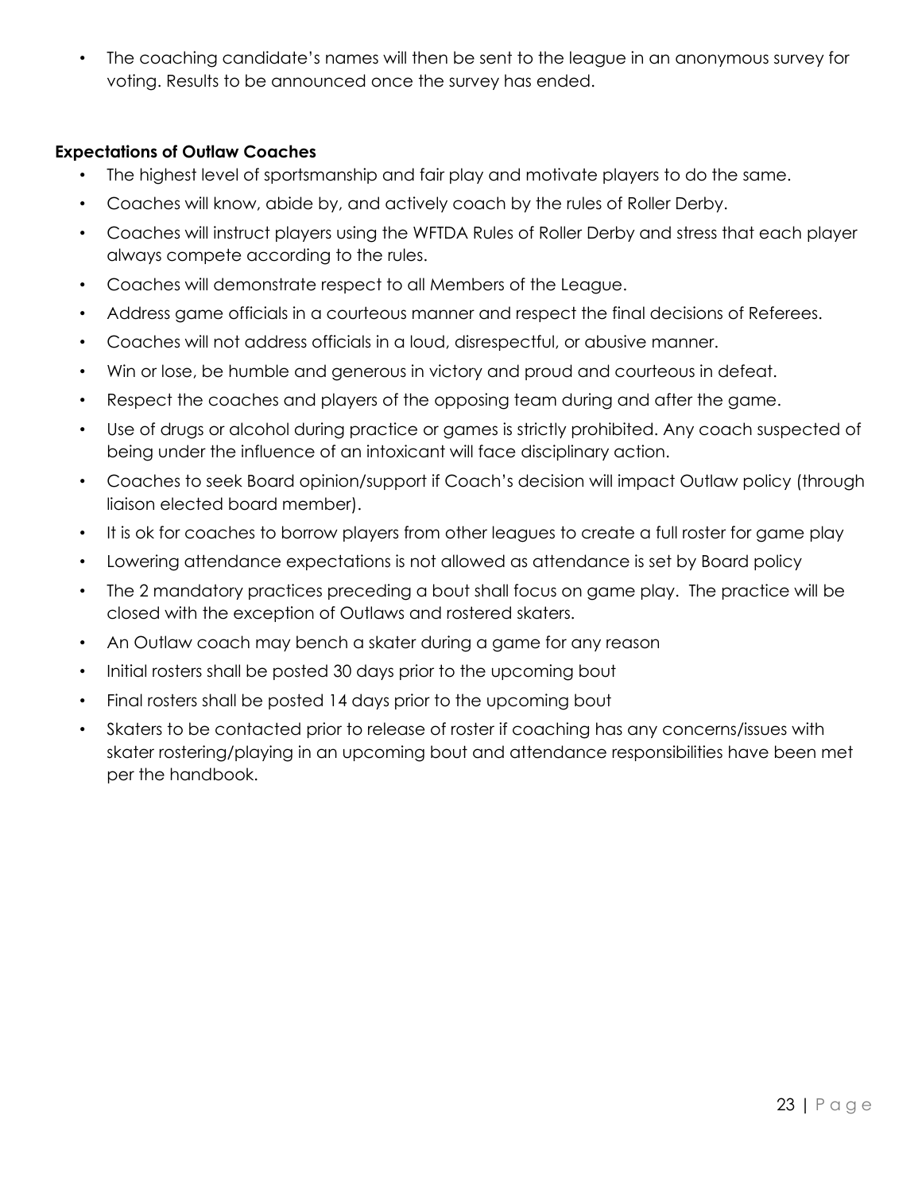- The coaching candidate's names will then be sent to the league in an anonymous survey for voting. Results to be announced once the survey has ended.

**Expectations of Outlaw Coaches**

- The highest level of sportsmanship and fair play and motivate players to do the same.
- Coaches will know, abide by, and actively coach by the rules of Roller Derby.
- Coaches will instruct players using the WFTDA Rules of Roller Derby and stress that each player always compete according to the rules.
- Coaches will demonstrate respect to all Members of the League.
- Address game officials in a courteous manner and respect the final decisions of Referees.
- Coaches will not address officials in a loud, disrespectful, or abusive manner.
- Win or lose, be humble and generous in victory and proud and courteous in defeat.
- Respect the coaches and players of the opposing team during and after the game.
- Use of drugs or alcohol during practice or games is strictly prohibited. Any coach suspected of being under the influence of an intoxicant will face disciplinary action.
- Coaches to seek Board opinion/support if Coach's decision will impact Outlaw policy (through liaison elected board member).
- It is ok for coaches to borrow players from other leagues to create a full roster for game play
- Lowering attendance expectations is not allowed as attendance is set by Board policy
- The 2 mandatory practices preceding a bout shall focus on game play. The practice will be closed with the exception of Outlaws and rostered skaters.
- An Outlaw coach may bench a skater during a game for any reason
- Initial rosters shall be posted 30 days prior to the upcoming bout
- Final rosters shall be posted 14 days prior to the upcoming bout
- Skaters to be contacted prior to release of roster if coaching has any concerns/issues with skater rostering/playing in an upcoming bout and attendance responsibilities have been met per the handbook.